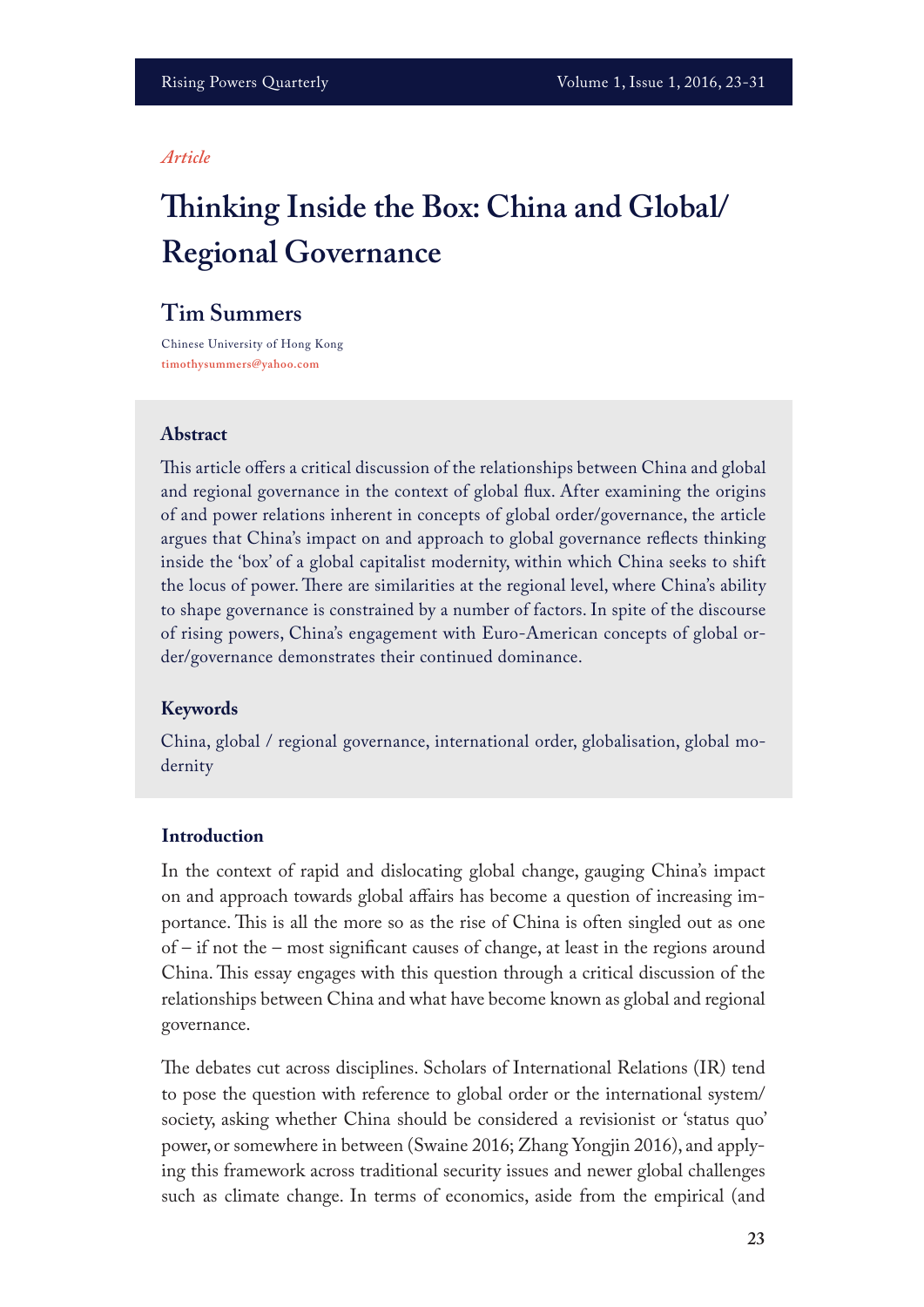*Article*

# Thinking Inside the Box: China and Global/ Regional Governance

## Tim Summers

Chinese University of Hong Kong
timothysummers@yahoo.com

### Abstract

This article offers a critical discussion of the relationships between China and global and regional governance in the context of global flux. After examining the origins of and power relations inherent in concepts of global order/governance, the article argues that China's impact on and approach to global governance reflects thinking inside the 'box' of a global capitalist modernity, within which China seeks to shift the locus of power. There are similarities at the regional level, where China's ability to shape governance is constrained by a number of factors. In spite of the discourse of rising powers, China's engagement with Euro-American concepts of global order/governance demonstrates their continued dominance.

### Keywords

China, global / regional governance, international order, globalisation, global modernity

### Introduction

In the context of rapid and dislocating global change, gauging China's impact on and approach towards global affairs has become a question of increasing importance. This is all the more so as the rise of China is often singled out as one of – if not the – most significant causes of change, at least in the regions around China. This essay engages with this question through a critical discussion of the relationships between China and what have become known as global and regional governance.

The debates cut across disciplines. Scholars of International Relations (IR) tend to pose the question with reference to global order or the international system/ society, asking whether China should be considered a revisionist or 'status quo' power, or somewhere in between (Swaine 2016; Zhang Yongjin 2016), and applying this framework across traditional security issues and newer global challenges such as climate change. In terms of economics, aside from the empirical (and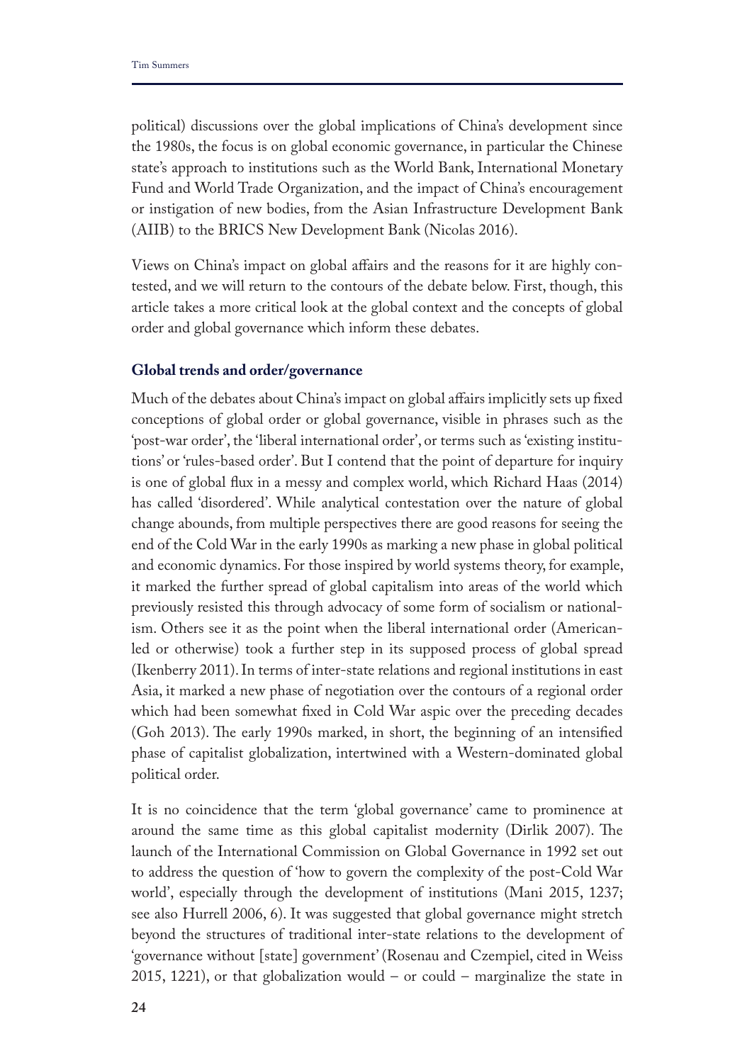political) discussions over the global implications of China's development since the 1980s, the focus is on global economic governance, in particular the Chinese state's approach to institutions such as the World Bank, International Monetary Fund and World Trade Organization, and the impact of China's encouragement or instigation of new bodies, from the Asian Infrastructure Development Bank (AIIB) to the BRICS New Development Bank (Nicolas 2016).

Views on China's impact on global affairs and the reasons for it are highly contested, and we will return to the contours of the debate below. First, though, this article takes a more critical look at the global context and the concepts of global order and global governance which inform these debates.

## Global trends and order/governance

Much of the debates about China's impact on global affairs implicitly sets up fixed conceptions of global order or global governance, visible in phrases such as the 'post-war order', the 'liberal international order', or terms such as 'existing institutions' or 'rules-based order'. But I contend that the point of departure for inquiry is one of global flux in a messy and complex world, which Richard Haas (2014) has called 'disordered'. While analytical contestation over the nature of global change abounds, from multiple perspectives there are good reasons for seeing the end of the Cold War in the early 1990s as marking a new phase in global political and economic dynamics. For those inspired by world systems theory, for example, it marked the further spread of global capitalism into areas of the world which previously resisted this through advocacy of some form of socialism or nationalism. Others see it as the point when the liberal international order (American-led or otherwise) took a further step in its supposed process of global spread (Ikenberry 2011). In terms of inter-state relations and regional institutions in east Asia, it marked a new phase of negotiation over the contours of a regional order which had been somewhat fixed in Cold War aspic over the preceding decades (Goh 2013). The early 1990s marked, in short, the beginning of an intensified phase of capitalist globalization, intertwined with a Western-dominated global political order.

It is no coincidence that the term 'global governance' came to prominence at around the same time as this global capitalist modernity (Dirlik 2007). The launch of the International Commission on Global Governance in 1992 set out to address the question of 'how to govern the complexity of the post-Cold War world', especially through the development of institutions (Mani 2015, 1237; see also Hurrell 2006, 6). It was suggested that global governance might stretch beyond the structures of traditional inter-state relations to the development of 'governance without [state] government' (Rosenau and Czempiel, cited in Weiss 2015, 1221), or that globalization would – or could – marginalize the state in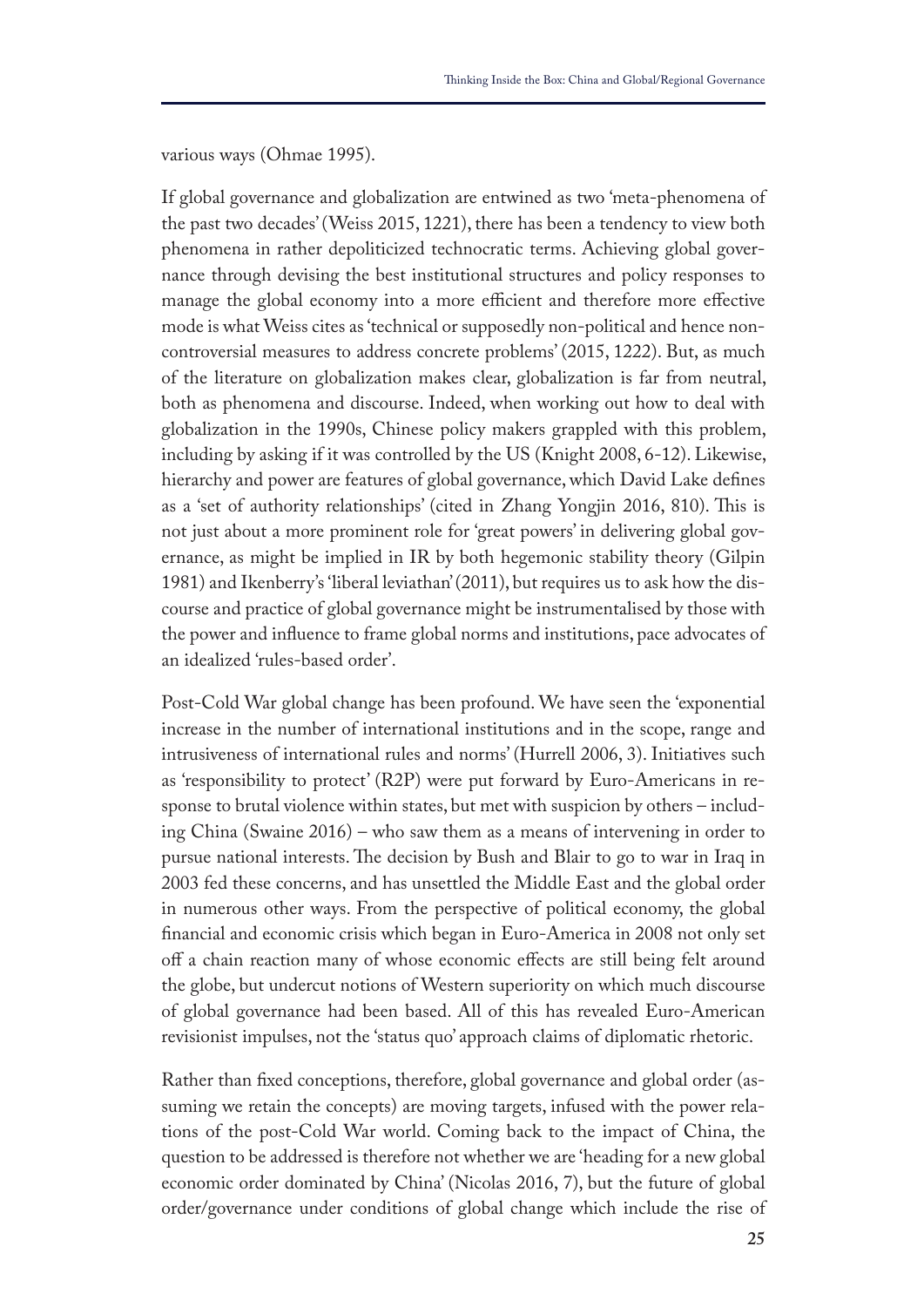various ways (Ohmae 1995).

If global governance and globalization are entwined as two 'meta-phenomena of the past two decades' (Weiss 2015, 1221), there has been a tendency to view both phenomena in rather depoliticized technocratic terms. Achieving global governance through devising the best institutional structures and policy responses to manage the global economy into a more efficient and therefore more effective mode is what Weiss cites as 'technical or supposedly non-political and hence non-controversial measures to address concrete problems' (2015, 1222). But, as much of the literature on globalization makes clear, globalization is far from neutral, both as phenomena and discourse. Indeed, when working out how to deal with globalization in the 1990s, Chinese policy makers grappled with this problem, including by asking if it was controlled by the US (Knight 2008, 6-12). Likewise, hierarchy and power are features of global governance, which David Lake defines as a 'set of authority relationships' (cited in Zhang Yongjin 2016, 810). This is not just about a more prominent role for 'great powers' in delivering global governance, as might be implied in IR by both hegemonic stability theory (Gilpin 1981) and Ikenberry's 'liberal leviathan' (2011), but requires us to ask how the discourse and practice of global governance might be instrumentalised by those with the power and influence to frame global norms and institutions, pace advocates of an idealized 'rules-based order'.

Post-Cold War global change has been profound. We have seen the 'exponential increase in the number of international institutions and in the scope, range and intrusiveness of international rules and norms' (Hurrell 2006, 3). Initiatives such as 'responsibility to protect' (R2P) were put forward by Euro-Americans in response to brutal violence within states, but met with suspicion by others – including China (Swaine 2016) – who saw them as a means of intervening in order to pursue national interests. The decision by Bush and Blair to go to war in Iraq in 2003 fed these concerns, and has unsettled the Middle East and the global order in numerous other ways. From the perspective of political economy, the global financial and economic crisis which began in Euro-America in 2008 not only set off a chain reaction many of whose economic effects are still being felt around the globe, but undercut notions of Western superiority on which much discourse of global governance had been based. All of this has revealed Euro-American revisionist impulses, not the 'status quo' approach claims of diplomatic rhetoric.

Rather than fixed conceptions, therefore, global governance and global order (assuming we retain the concepts) are moving targets, infused with the power relations of the post-Cold War world. Coming back to the impact of China, the question to be addressed is therefore not whether we are 'heading for a new global economic order dominated by China' (Nicolas 2016, 7), but the future of global order/governance under conditions of global change which include the rise of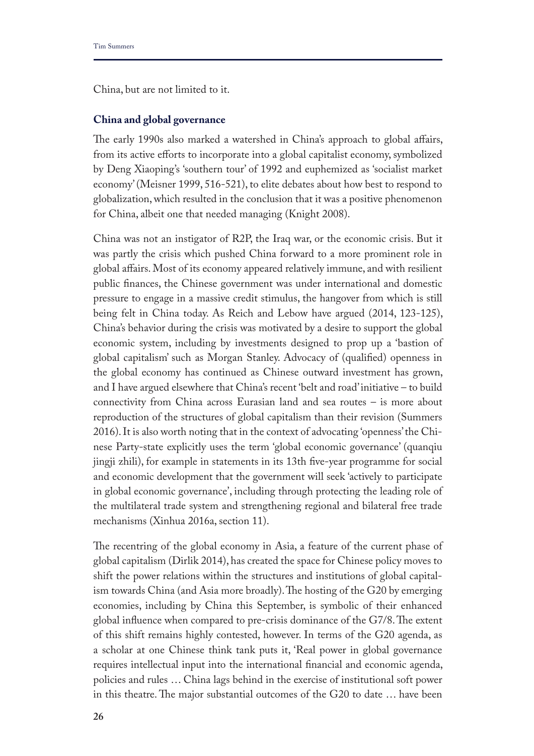China, but are not limited to it.

### China and global governance

The early 1990s also marked a watershed in China's approach to global affairs, from its active efforts to incorporate into a global capitalist economy, symbolized by Deng Xiaoping's 'southern tour' of 1992 and euphemized as 'socialist market economy' (Meisner 1999, 516-521), to elite debates about how best to respond to globalization, which resulted in the conclusion that it was a positive phenomenon for China, albeit one that needed managing (Knight 2008).

China was not an instigator of R2P, the Iraq war, or the economic crisis. But it was partly the crisis which pushed China forward to a more prominent role in global affairs. Most of its economy appeared relatively immune, and with resilient public finances, the Chinese government was under international and domestic pressure to engage in a massive credit stimulus, the hangover from which is still being felt in China today. As Reich and Lebow have argued (2014, 123-125), China's behavior during the crisis was motivated by a desire to support the global economic system, including by investments designed to prop up a 'bastion of global capitalism' such as Morgan Stanley. Advocacy of (qualified) openness in the global economy has continued as Chinese outward investment has grown, and I have argued elsewhere that China's recent 'belt and road' initiative – to build connectivity from China across Eurasian land and sea routes – is more about reproduction of the structures of global capitalism than their revision (Summers 2016). It is also worth noting that in the context of advocating 'openness' the Chinese Party-state explicitly uses the term 'global economic governance' (quanqiu jingji zhili), for example in statements in its 13th five-year programme for social and economic development that the government will seek 'actively to participate in global economic governance', including through protecting the leading role of the multilateral trade system and strengthening regional and bilateral free trade mechanisms (Xinhua 2016a, section 11).

The recentring of the global economy in Asia, a feature of the current phase of global capitalism (Dirlik 2014), has created the space for Chinese policy moves to shift the power relations within the structures and institutions of global capitalism towards China (and Asia more broadly). The hosting of the G20 by emerging economies, including by China this September, is symbolic of their enhanced global influence when compared to pre-crisis dominance of the G7/8. The extent of this shift remains highly contested, however. In terms of the G20 agenda, as a scholar at one Chinese think tank puts it, 'Real power in global governance requires intellectual input into the international financial and economic agenda, policies and rules … China lags behind in the exercise of institutional soft power in this theatre. The major substantial outcomes of the G20 to date … have been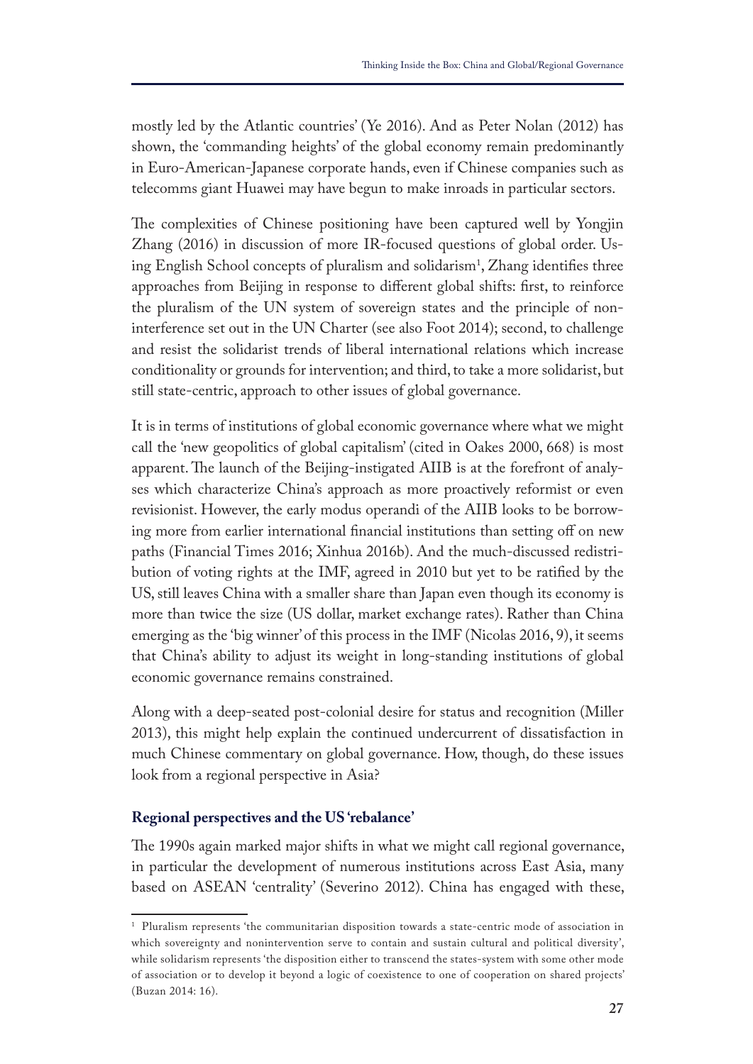mostly led by the Atlantic countries' (Ye 2016). And as Peter Nolan (2012) has shown, the 'commanding heights' of the global economy remain predominantly in Euro-American-Japanese corporate hands, even if Chinese companies such as telecomms giant Huawei may have begun to make inroads in particular sectors.

The complexities of Chinese positioning have been captured well by Yongjin Zhang (2016) in discussion of more IR-focused questions of global order. Using English School concepts of pluralism and solidarism[1], Zhang identifies three approaches from Beijing in response to different global shifts: first, to reinforce the pluralism of the UN system of sovereign states and the principle of non-interference set out in the UN Charter (see also Foot 2014); second, to challenge and resist the solidarist trends of liberal international relations which increase conditionality or grounds for intervention; and third, to take a more solidarist, but still state-centric, approach to other issues of global governance.

It is in terms of institutions of global economic governance where what we might call the 'new geopolitics of global capitalism' (cited in Oakes 2000, 668) is most apparent. The launch of the Beijing-instigated AIIB is at the forefront of analyses which characterize China's approach as more proactively reformist or even revisionist. However, the early modus operandi of the AIIB looks to be borrowing more from earlier international financial institutions than setting off on new paths (Financial Times 2016; Xinhua 2016b). And the much-discussed redistribution of voting rights at the IMF, agreed in 2010 but yet to be ratified by the US, still leaves China with a smaller share than Japan even though its economy is more than twice the size (US dollar, market exchange rates). Rather than China emerging as the 'big winner' of this process in the IMF (Nicolas 2016, 9), it seems that China's ability to adjust its weight in long-standing institutions of global economic governance remains constrained.

Along with a deep-seated post-colonial desire for status and recognition (Miller 2013), this might help explain the continued undercurrent of dissatisfaction in much Chinese commentary on global governance. How, though, do these issues look from a regional perspective in Asia?

### Regional perspectives and the US 'rebalance'

The 1990s again marked major shifts in what we might call regional governance, in particular the development of numerous institutions across East Asia, many based on ASEAN 'centrality' (Severino 2012). China has engaged with these,

---

[1] Pluralism represents 'the communitarian disposition towards a state-centric mode of association in which sovereignty and nonintervention serve to contain and sustain cultural and political diversity', while solidarism represents 'the disposition either to transcend the states-system with some other mode of association or to develop it beyond a logic of coexistence to one of cooperation on shared projects' (Buzan 2014: 16).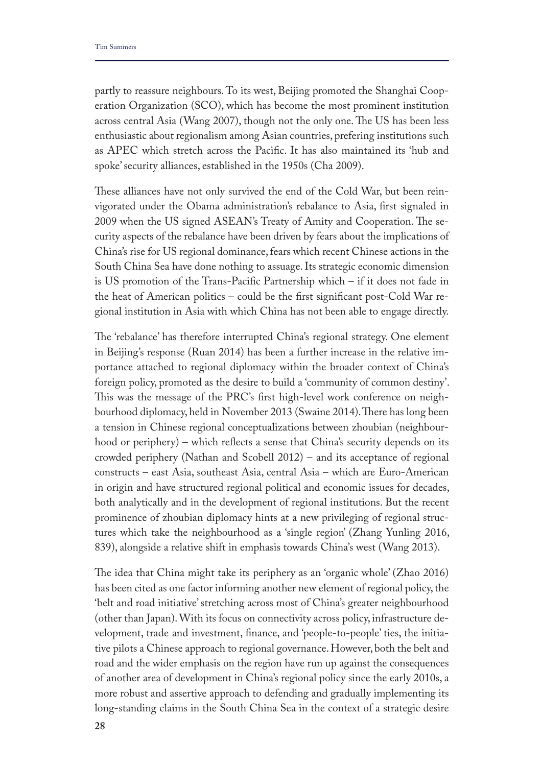partly to reassure neighbours. To its west, Beijing promoted the Shanghai Cooperation Organization (SCO), which has become the most prominent institution across central Asia (Wang 2007), though not the only one. The US has been less enthusiastic about regionalism among Asian countries, prefering institutions such as APEC which stretch across the Pacific. It has also maintained its 'hub and spoke' security alliances, established in the 1950s (Cha 2009).

These alliances have not only survived the end of the Cold War, but been reinvigorated under the Obama administration's rebalance to Asia, first signaled in 2009 when the US signed ASEAN's Treaty of Amity and Cooperation. The security aspects of the rebalance have been driven by fears about the implications of China's rise for US regional dominance, fears which recent Chinese actions in the South China Sea have done nothing to assuage. Its strategic economic dimension is US promotion of the Trans-Pacific Partnership which – if it does not fade in the heat of American politics – could be the first significant post-Cold War regional institution in Asia with which China has not been able to engage directly.

The 'rebalance' has therefore interrupted China's regional strategy. One element in Beijing's response (Ruan 2014) has been a further increase in the relative importance attached to regional diplomacy within the broader context of China's foreign policy, promoted as the desire to build a 'community of common destiny'. This was the message of the PRC's first high-level work conference on neighbourhood diplomacy, held in November 2013 (Swaine 2014). There has long been a tension in Chinese regional conceptualizations between zhoubian (neighbourhood or periphery) – which reflects a sense that China's security depends on its crowded periphery (Nathan and Scobell 2012) – and its acceptance of regional constructs – east Asia, southeast Asia, central Asia – which are Euro-American in origin and have structured regional political and economic issues for decades, both analytically and in the development of regional institutions. But the recent prominence of zhoubian diplomacy hints at a new privileging of regional structures which take the neighbourhood as a 'single region' (Zhang Yunling 2016, 839), alongside a relative shift in emphasis towards China's west (Wang 2013).

The idea that China might take its periphery as an 'organic whole' (Zhao 2016) has been cited as one factor informing another new element of regional policy, the 'belt and road initiative' stretching across most of China's greater neighbourhood (other than Japan). With its focus on connectivity across policy, infrastructure development, trade and investment, finance, and 'people-to-people' ties, the initiative pilots a Chinese approach to regional governance. However, both the belt and road and the wider emphasis on the region have run up against the consequences of another area of development in China's regional policy since the early 2010s, a more robust and assertive approach to defending and gradually implementing its long-standing claims in the South China Sea in the context of a strategic desire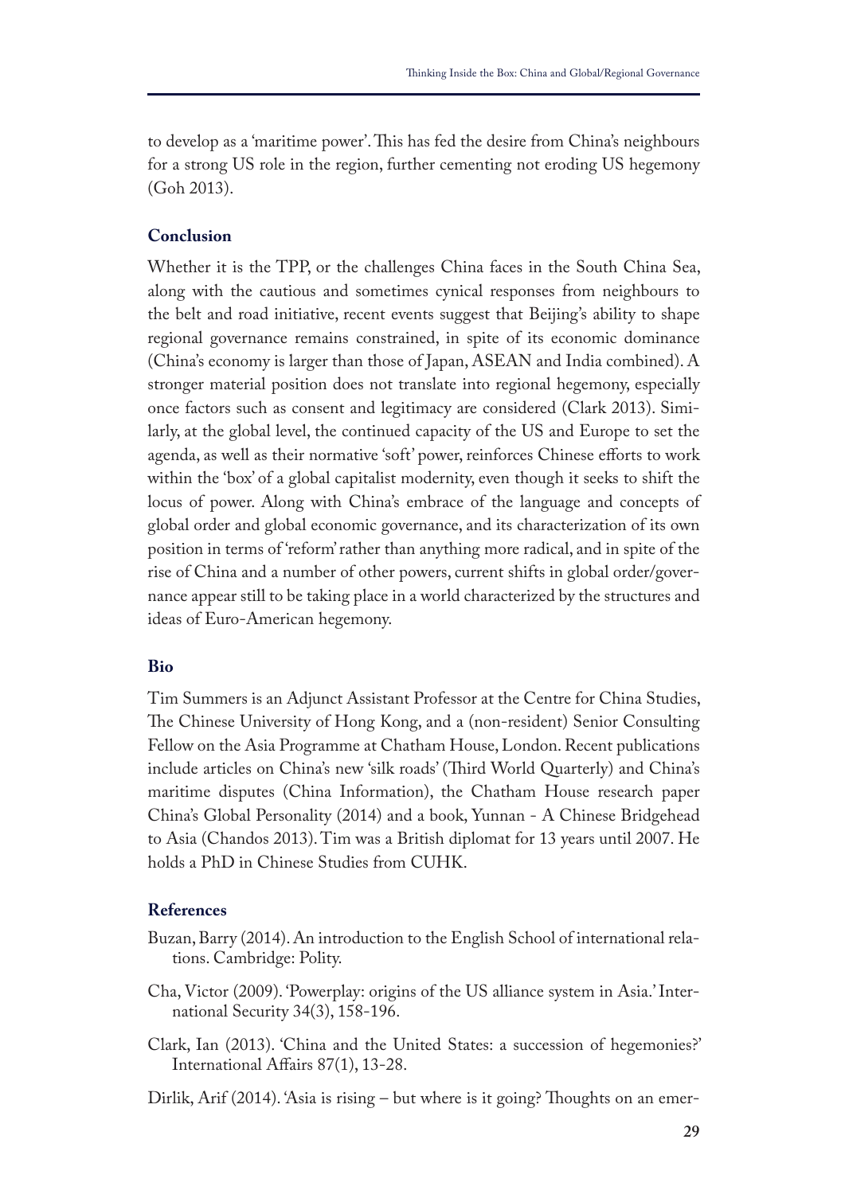to develop as a 'maritime power'. This has fed the desire from China's neighbours for a strong US role in the region, further cementing not eroding US hegemony (Goh 2013).

## Conclusion

Whether it is the TPP, or the challenges China faces in the South China Sea, along with the cautious and sometimes cynical responses from neighbours to the belt and road initiative, recent events suggest that Beijing's ability to shape regional governance remains constrained, in spite of its economic dominance (China's economy is larger than those of Japan, ASEAN and India combined). A stronger material position does not translate into regional hegemony, especially once factors such as consent and legitimacy are considered (Clark 2013). Similarly, at the global level, the continued capacity of the US and Europe to set the agenda, as well as their normative 'soft' power, reinforces Chinese efforts to work within the 'box' of a global capitalist modernity, even though it seeks to shift the locus of power. Along with China's embrace of the language and concepts of global order and global economic governance, and its characterization of its own position in terms of 'reform' rather than anything more radical, and in spite of the rise of China and a number of other powers, current shifts in global order/governance appear still to be taking place in a world characterized by the structures and ideas of Euro-American hegemony.

## Bio

Tim Summers is an Adjunct Assistant Professor at the Centre for China Studies, The Chinese University of Hong Kong, and a (non-resident) Senior Consulting Fellow on the Asia Programme at Chatham House, London. Recent publications include articles on China's new 'silk roads' (Third World Quarterly) and China's maritime disputes (China Information), the Chatham House research paper China's Global Personality (2014) and a book, Yunnan - A Chinese Bridgehead to Asia (Chandos 2013). Tim was a British diplomat for 13 years until 2007. He holds a PhD in Chinese Studies from CUHK.

## References

Buzan, Barry (2014). An introduction to the English School of international relations. Cambridge: Polity.

Cha, Victor (2009). 'Powerplay: origins of the US alliance system in Asia.' International Security 34(3), 158-196.

Clark, Ian (2013). 'China and the United States: a succession of hegemonies?' International Affairs 87(1), 13-28.

Dirlik, Arif (2014). 'Asia is rising – but where is it going? Thoughts on an emer-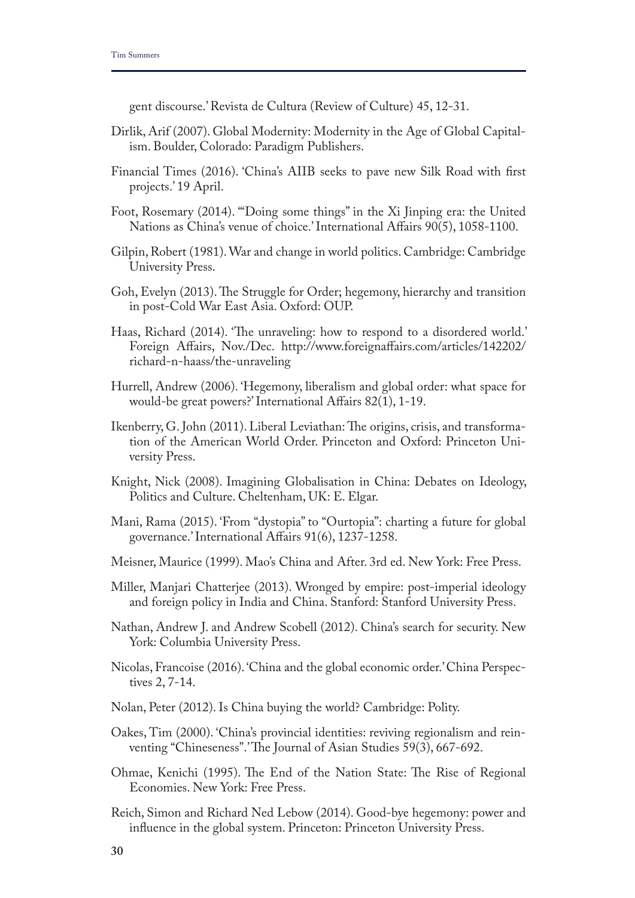gent discourse.' Revista de Cultura (Review of Culture) 45, 12-31.

Dirlik, Arif (2007). Global Modernity: Modernity in the Age of Global Capitalism. Boulder, Colorado: Paradigm Publishers.

Financial Times (2016). 'China's AIIB seeks to pave new Silk Road with first projects.' 19 April.

Foot, Rosemary (2014). '"Doing some things" in the Xi Jinping era: the United Nations as China's venue of choice.' International Affairs 90(5), 1058-1100.

Gilpin, Robert (1981). War and change in world politics. Cambridge: Cambridge University Press.

Goh, Evelyn (2013). The Struggle for Order; hegemony, hierarchy and transition in post-Cold War East Asia. Oxford: OUP.

Haas, Richard (2014). 'The unraveling: how to respond to a disordered world.' Foreign Affairs, Nov./Dec. http://www.foreignaffairs.com/articles/142202/richard-n-haass/the-unraveling

Hurrell, Andrew (2006). 'Hegemony, liberalism and global order: what space for would-be great powers?' International Affairs 82(1), 1-19.

Ikenberry, G. John (2011). Liberal Leviathan: The origins, crisis, and transformation of the American World Order. Princeton and Oxford: Princeton University Press.

Knight, Nick (2008). Imagining Globalisation in China: Debates on Ideology, Politics and Culture. Cheltenham, UK: E. Elgar.

Mani, Rama (2015). 'From "dystopia" to "Ourtopia": charting a future for global governance.' International Affairs 91(6), 1237-1258.

Meisner, Maurice (1999). Mao's China and After. 3rd ed. New York: Free Press.

Miller, Manjari Chatterjee (2013). Wronged by empire: post-imperial ideology and foreign policy in India and China. Stanford: Stanford University Press.

Nathan, Andrew J. and Andrew Scobell (2012). China's search for security. New York: Columbia University Press.

Nicolas, Francoise (2016). 'China and the global economic order.' China Perspectives 2, 7-14.

Nolan, Peter (2012). Is China buying the world? Cambridge: Polity.

Oakes, Tim (2000). 'China's provincial identities: reviving regionalism and reinventing "Chineseness".' The Journal of Asian Studies 59(3), 667-692.

Ohmae, Kenichi (1995). The End of the Nation State: The Rise of Regional Economies. New York: Free Press.

Reich, Simon and Richard Ned Lebow (2014). Good-bye hegemony: power and influence in the global system. Princeton: Princeton University Press.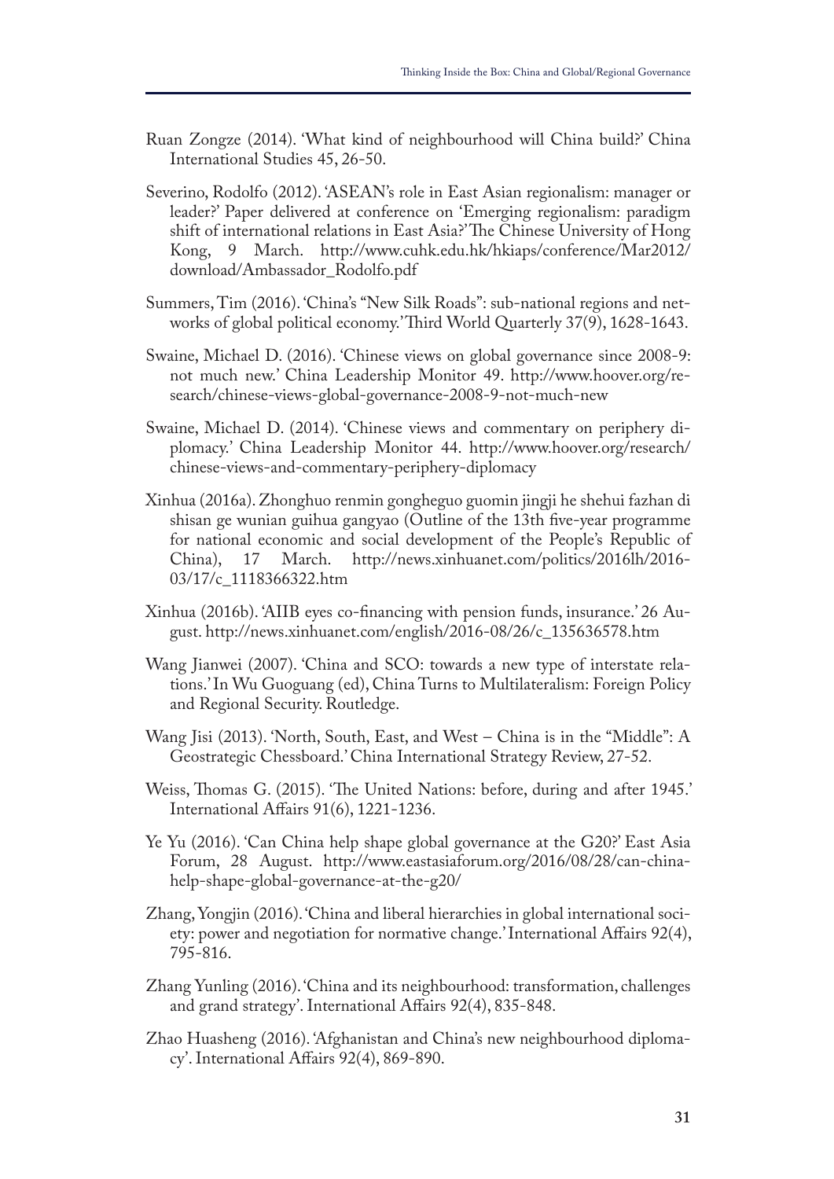Ruan Zongze (2014). 'What kind of neighbourhood will China build?' China International Studies 45, 26-50.

Severino, Rodolfo (2012). 'ASEAN's role in East Asian regionalism: manager or leader?' Paper delivered at conference on 'Emerging regionalism: paradigm shift of international relations in East Asia?' The Chinese University of Hong Kong, 9 March. http://www.cuhk.edu.hk/hkiaps/conference/Mar2012/download/Ambassador_Rodolfo.pdf

Summers, Tim (2016). 'China's "New Silk Roads": sub-national regions and networks of global political economy.' Third World Quarterly 37(9), 1628-1643.

Swaine, Michael D. (2016). 'Chinese views on global governance since 2008-9: not much new.' China Leadership Monitor 49. http://www.hoover.org/research/chinese-views-global-governance-2008-9-not-much-new

Swaine, Michael D. (2014). 'Chinese views and commentary on periphery diplomacy.' China Leadership Monitor 44. http://www.hoover.org/research/chinese-views-and-commentary-periphery-diplomacy

Xinhua (2016a). Zhonghuo renmin gongheguo guomin jingji he shehui fazhan di shisan ge wunian guihua gangyao (Outline of the 13th five-year programme for national economic and social development of the People's Republic of China), 17 March. http://news.xinhuanet.com/politics/2016lh/2016-03/17/c_1118366322.htm

Xinhua (2016b). 'AIIB eyes co-financing with pension funds, insurance.' 26 August. http://news.xinhuanet.com/english/2016-08/26/c_135636578.htm

Wang Jianwei (2007). 'China and SCO: towards a new type of interstate relations.' In Wu Guoguang (ed), China Turns to Multilateralism: Foreign Policy and Regional Security. Routledge.

Wang Jisi (2013). 'North, South, East, and West – China is in the "Middle": A Geostrategic Chessboard.' China International Strategy Review, 27-52.

Weiss, Thomas G. (2015). 'The United Nations: before, during and after 1945.' International Affairs 91(6), 1221-1236.

Ye Yu (2016). 'Can China help shape global governance at the G20?' East Asia Forum, 28 August. http://www.eastasiaforum.org/2016/08/28/can-china-help-shape-global-governance-at-the-g20/

Zhang, Yongjin (2016). 'China and liberal hierarchies in global international society: power and negotiation for normative change.' International Affairs 92(4), 795-816.

Zhang Yunling (2016). 'China and its neighbourhood: transformation, challenges and grand strategy'. International Affairs 92(4), 835-848.

Zhao Huasheng (2016). 'Afghanistan and China's new neighbourhood diplomacy'. International Affairs 92(4), 869-890.